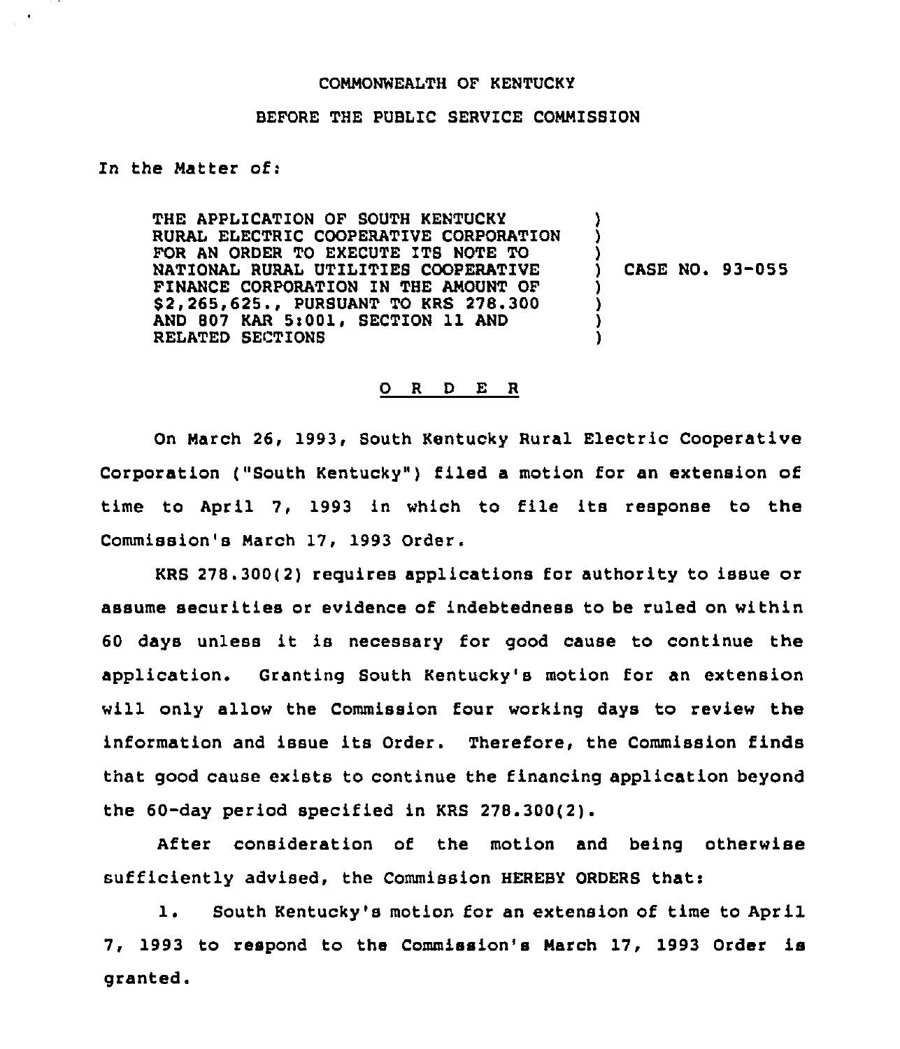COMMONWEALTH OF KENTUCKY

BEFORE THE PUBLIC SERVICE COMMISSION

In the Matter of:

THE APPLICATION OF SOUTH KENTUCKY RURAL ELECTRIC COOPERATIVE CORPORATION FOR AN ORDER TO EXECUTE ITS NOTE TO NATIONAL RURAL UTILITIES COOPERATIVE FINANCE CORPORATION IN THE AMOUNT OF $2,265,625., PURSUANT TO KRS 278.300 AND 807 KAR 5:001, SECTION 11 AND RELATED SECTIONS ) CASE NO. 93-055

O R D E R

On March 26, 1993, South Kentucky Rural Electric Cooperative Corporation ("South Kentucky") filed a motion for an extension of time to April 7, 1993 in which to file its response to the Commission's March 17, 1993 Order.

KRS 278.300(2) requires applications for authority to issue or assume securities or evidence of indebtedness to be ruled on within 60 days unless it is necessary for good cause to continue the application. Granting South Kentucky's motion for an extension will only allow the Commission four working days to review the information and issue its Order. Therefore, the Commission finds that good cause exists to continue the financing application beyond the 60-day period specified in KRS 278.300(2).

After consideration of the motion and being otherwise sufficiently advised, the Commission HEREBY ORDERS that:

1. South Kentucky's motion for an extension of time to April 7, 1993 to respond to the Commission's March 17, 1993 Order is granted.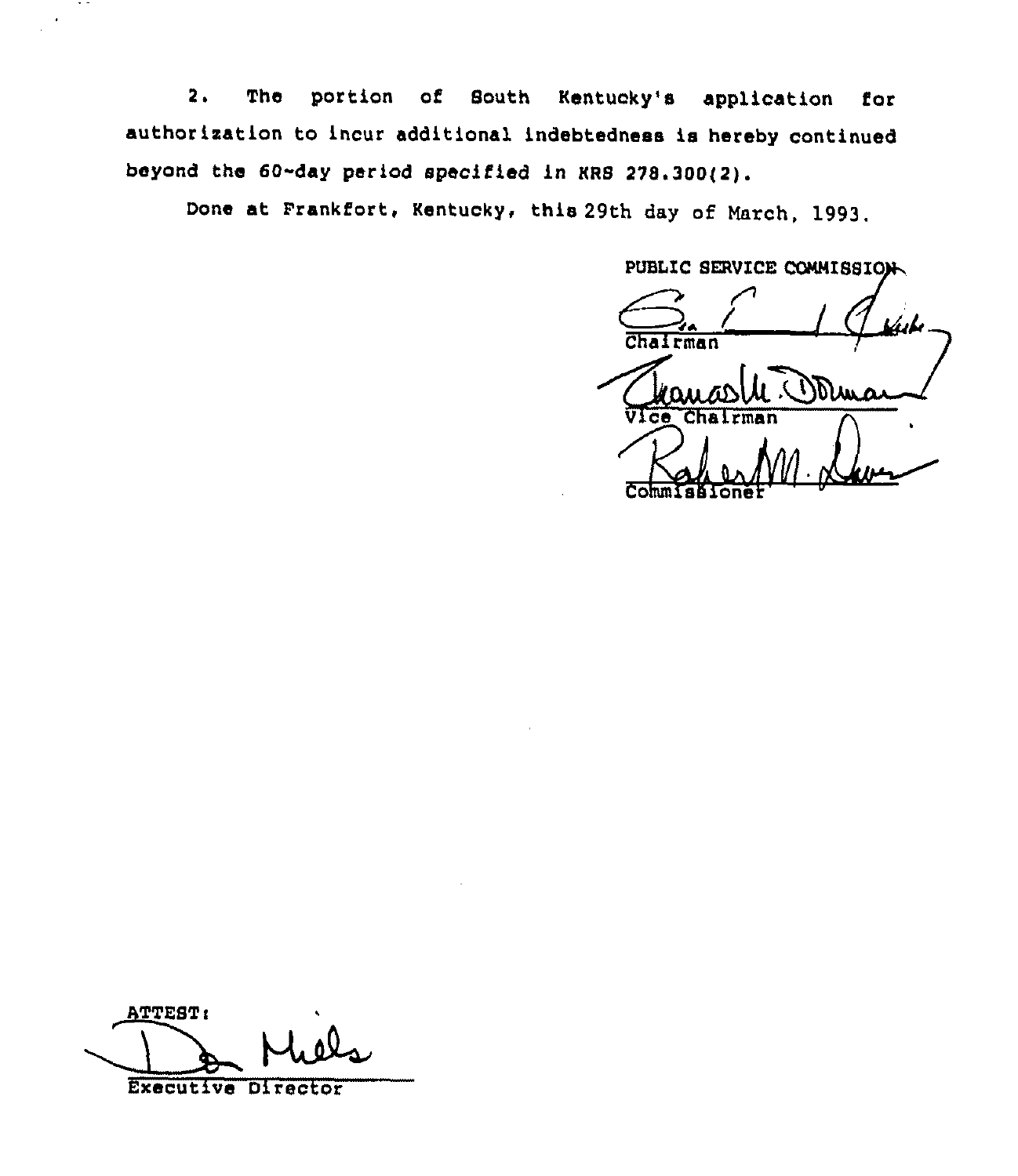2. The portion of South Kentucky's application for authorization to incur additional indebtedness is hereby continued beyond the 60-day period specified in KRS 278.300(2).

Done at Frankfort, Kentucky, this 29th day of March, 1993.

PUBLIC SERVICE COMMISSION

Chairman

Vice Chairman

Commissioner

ATTEST:

Executive Director